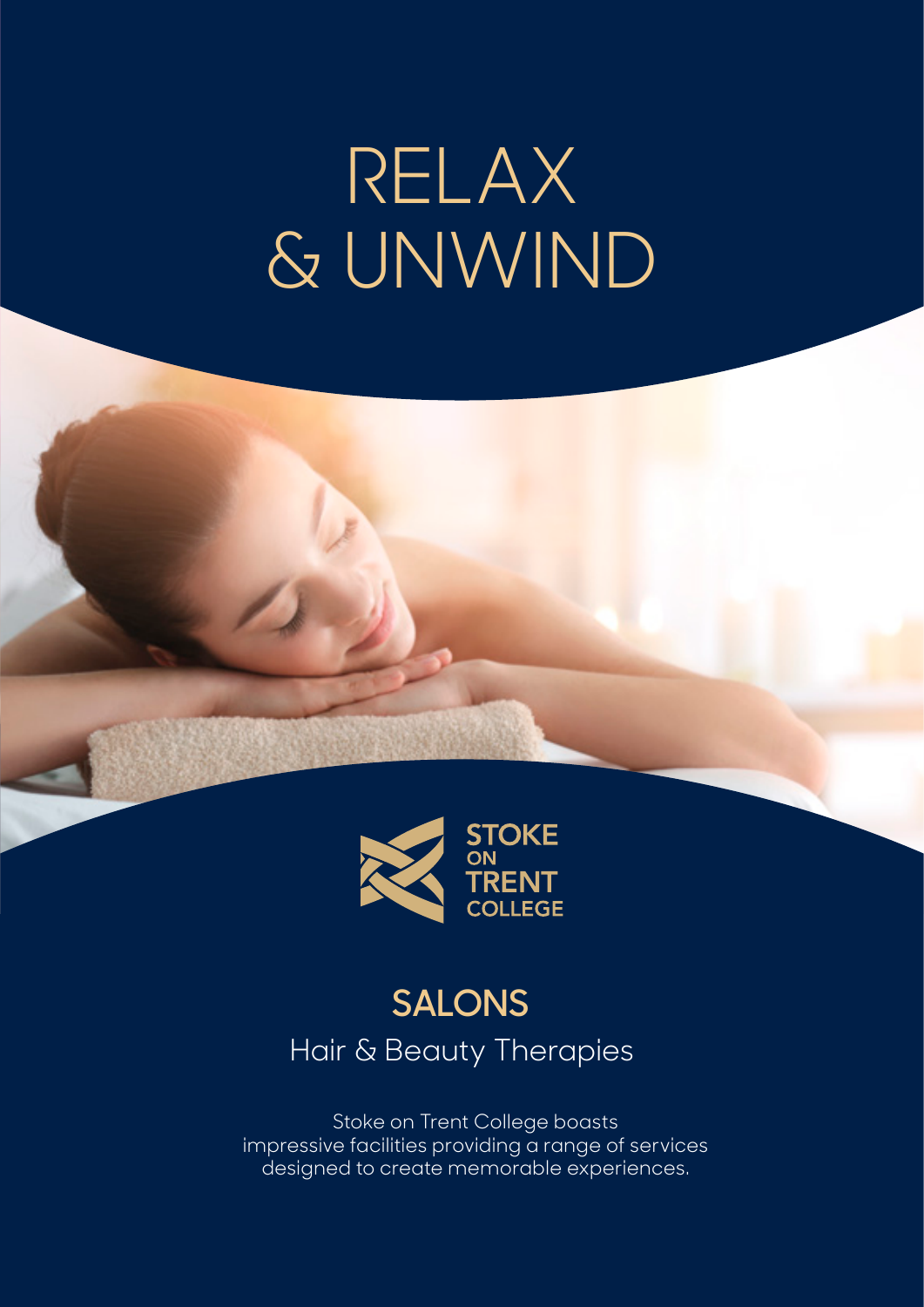# RELAX & UNWIND

STOKE ON TRENT COLLEGE

## SALONS

Hair & Beauty Therapies

Stoke on Trent College boasts impressive facilities providing a range of services designed to create memorable experiences.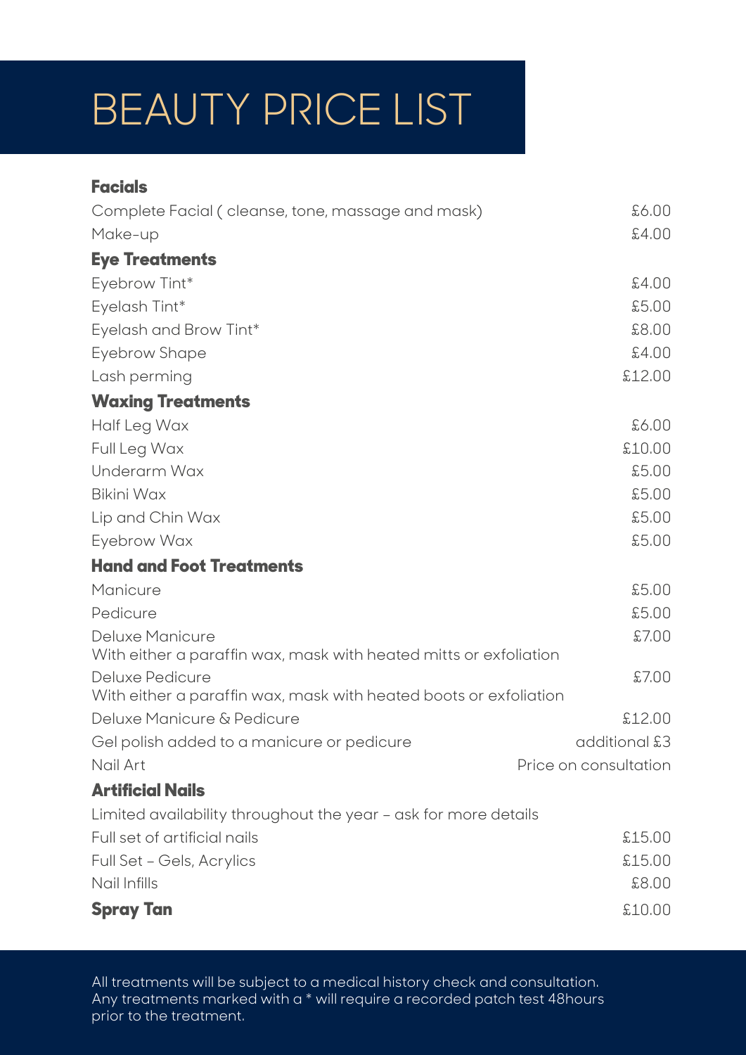# BEAUTY PRICE LIST

## Facials

| | |
|---|---|
| Complete Facial ( cleanse, tone, massage and mask) | £6.00 |
| Make-up | £4.00 |

## Eye Treatments

| | |
|---|---|
| Eyebrow Tint* | £4.00 |
| Eyelash Tint* | £5.00 |
| Eyelash and Brow Tint* | £8.00 |
| Eyebrow Shape | £4.00 |
| Lash perming | £12.00 |

## Waxing Treatments

| | |
|---|---|
| Half Leg Wax | £6.00 |
| Full Leg Wax | £10.00 |
| Underarm Wax | £5.00 |
| Bikini Wax | £5.00 |
| Lip and Chin Wax | £5.00 |
| Eyebrow Wax | £5.00 |

## Hand and Foot Treatments

| | |
|---|---|
| Manicure | £5.00 |
| Pedicure | £5.00 |
| Deluxe Manicure<br>With either a paraffin wax, mask with heated mitts or exfoliation | £7.00 |
| Deluxe Pedicure<br>With either a paraffin wax, mask with heated boots or exfoliation | £7.00 |
| Deluxe Manicure & Pedicure | £12.00 |
| Gel polish added to a manicure or pedicure | additional £3 |
| Nail Art | Price on consultation |

## Artificial Nails

Limited availability throughout the year – ask for more details

| | |
|---|---|
| Full set of artificial nails | £15.00 |
| Full Set – Gels, Acrylics | £15.00 |
| Nail Infills | £8.00 |

## Spray Tan

£10.00

All treatments will be subject to a medical history check and consultation. Any treatments marked with a * will require a recorded patch test 48hours prior to the treatment.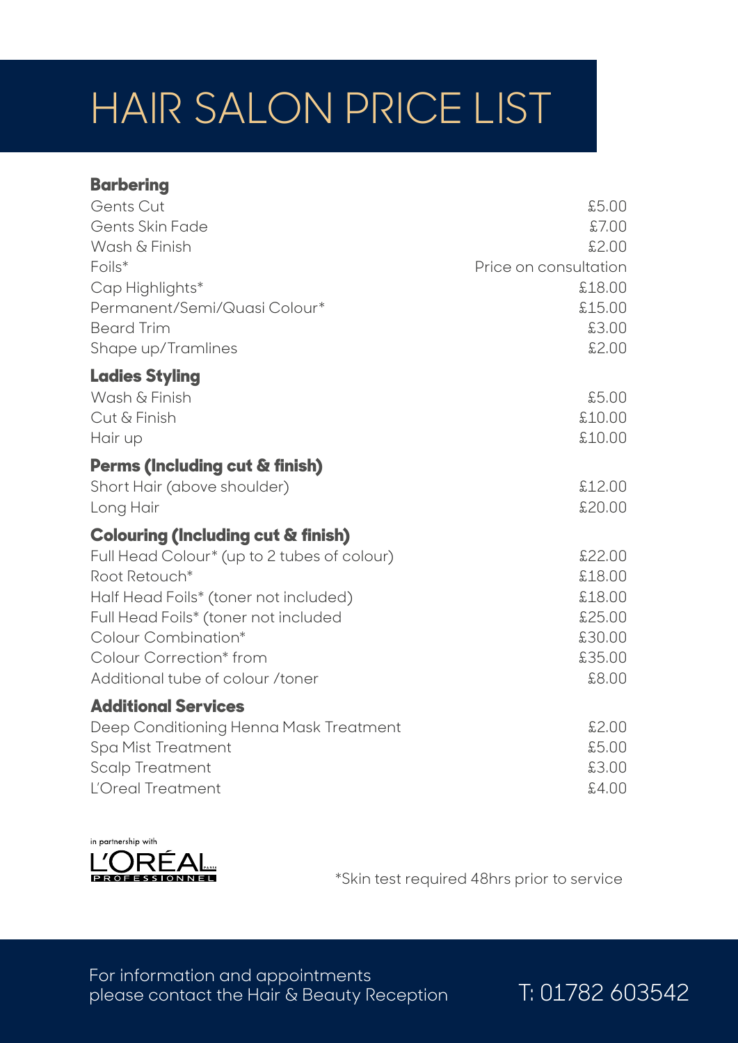# HAIR SALON PRICE LIST

## Barbering

| Service | Price |
| --- | --- |
| Gents Cut | £5.00 |
| Gents Skin Fade | £7.00 |
| Wash & Finish | £2.00 |
| Foils* | Price on consultation |
| Cap Highlights* | £18.00 |
| Permanent/Semi/Quasi Colour* | £15.00 |
| Beard Trim | £3.00 |
| Shape up/Tramlines | £2.00 |

## Ladies Styling

| Service | Price |
| --- | --- |
| Wash & Finish | £5.00 |
| Cut & Finish | £10.00 |
| Hair up | £10.00 |

## Perms (Including cut & finish)

| Service | Price |
| --- | --- |
| Short Hair (above shoulder) | £12.00 |
| Long Hair | £20.00 |

## Colouring (Including cut & finish)

| Service | Price |
| --- | --- |
| Full Head Colour* (up to 2 tubes of colour) | £22.00 |
| Root Retouch* | £18.00 |
| Half Head Foils* (toner not included) | £18.00 |
| Full Head Foils* (toner not included | £25.00 |
| Colour Combination* | £30.00 |
| Colour Correction* from | £35.00 |
| Additional tube of colour /toner | £8.00 |

## Additional Services

| Service | Price |
| --- | --- |
| Deep Conditioning Henna Mask Treatment | £2.00 |
| Spa Mist Treatment | £5.00 |
| Scalp Treatment | £3.00 |
| L'Oreal Treatment | £4.00 |

in partnership with L'ORÉAL PROFESSIONNEL

*Skin test required 48hrs prior to service

For information and appointments please contact the Hair & Beauty Reception

T: 01782 603542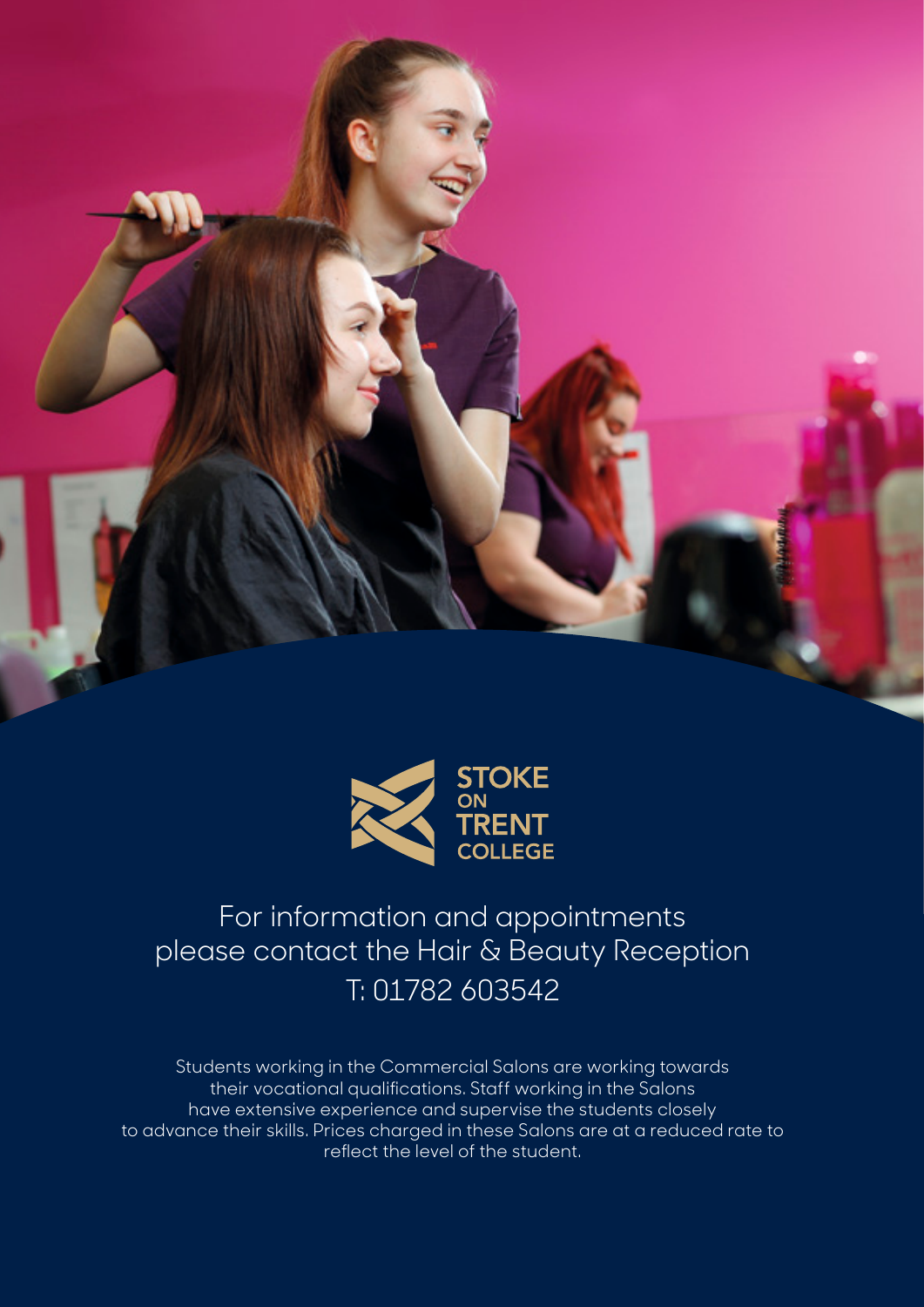STOKE ON TRENT COLLEGE

For information and appointments
please contact the Hair & Beauty Reception
T: 01782 603542

Students working in the Commercial Salons are working towards their vocational qualifications. Staff working in the Salons have extensive experience and supervise the students closely to advance their skills. Prices charged in these Salons are at a reduced rate to reflect the level of the student.